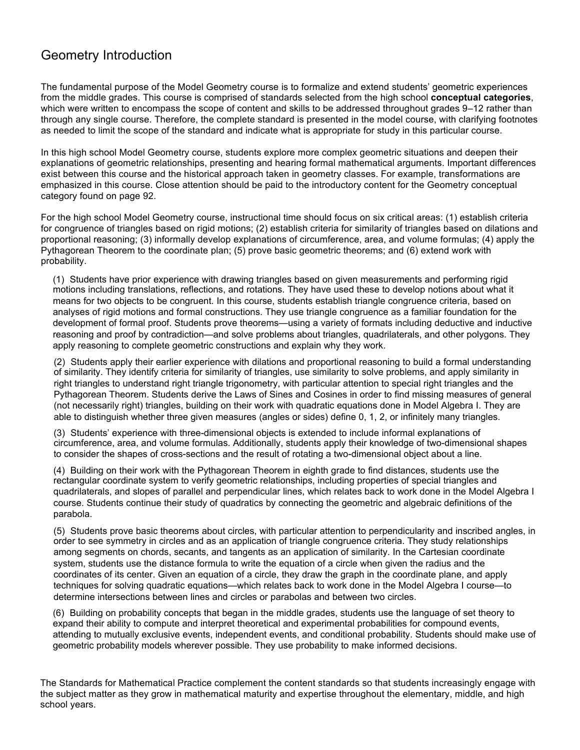# Geometry Introduction

The fundamental purpose of the Model Geometry course is to formalize and extend students' geometric experiences from the middle grades. This course is comprised of standards selected from the high school **conceptual categories**, which were written to encompass the scope of content and skills to be addressed throughout grades 9–12 rather than through any single course. Therefore, the complete standard is presented in the model course, with clarifying footnotes as needed to limit the scope of the standard and indicate what is appropriate for study in this particular course.

In this high school Model Geometry course, students explore more complex geometric situations and deepen their explanations of geometric relationships, presenting and hearing formal mathematical arguments. Important differences exist between this course and the historical approach taken in geometry classes. For example, transformations are emphasized in this course. Close attention should be paid to the introductory content for the Geometry conceptual category found on page 92.

For the high school Model Geometry course, instructional time should focus on six critical areas: (1) establish criteria for congruence of triangles based on rigid motions; (2) establish criteria for similarity of triangles based on dilations and proportional reasoning; (3) informally develop explanations of circumference, area, and volume formulas; (4) apply the Pythagorean Theorem to the coordinate plan; (5) prove basic geometric theorems; and (6) extend work with probability.

(1) Students have prior experience with drawing triangles based on given measurements and performing rigid motions including translations, reflections, and rotations. They have used these to develop notions about what it means for two objects to be congruent. In this course, students establish triangle congruence criteria, based on analyses of rigid motions and formal constructions. They use triangle congruence as a familiar foundation for the development of formal proof. Students prove theorems—using a variety of formats including deductive and inductive reasoning and proof by contradiction—and solve problems about triangles, quadrilaterals, and other polygons. They apply reasoning to complete geometric constructions and explain why they work.

(2) Students apply their earlier experience with dilations and proportional reasoning to build a formal understanding of similarity. They identify criteria for similarity of triangles, use similarity to solve problems, and apply similarity in right triangles to understand right triangle trigonometry, with particular attention to special right triangles and the Pythagorean Theorem. Students derive the Laws of Sines and Cosines in order to find missing measures of general (not necessarily right) triangles, building on their work with quadratic equations done in Model Algebra I. They are able to distinguish whether three given measures (angles or sides) define 0, 1, 2, or infinitely many triangles.

(3) Students' experience with three-dimensional objects is extended to include informal explanations of circumference, area, and volume formulas. Additionally, students apply their knowledge of two-dimensional shapes to consider the shapes of cross-sections and the result of rotating a two-dimensional object about a line.

(4) Building on their work with the Pythagorean Theorem in eighth grade to find distances, students use the rectangular coordinate system to verify geometric relationships, including properties of special triangles and quadrilaterals, and slopes of parallel and perpendicular lines, which relates back to work done in the Model Algebra I course. Students continue their study of quadratics by connecting the geometric and algebraic definitions of the parabola.

(5) Students prove basic theorems about circles, with particular attention to perpendicularity and inscribed angles, in order to see symmetry in circles and as an application of triangle congruence criteria. They study relationships among segments on chords, secants, and tangents as an application of similarity. In the Cartesian coordinate system, students use the distance formula to write the equation of a circle when given the radius and the coordinates of its center. Given an equation of a circle, they draw the graph in the coordinate plane, and apply techniques for solving quadratic equations—which relates back to work done in the Model Algebra I course—to determine intersections between lines and circles or parabolas and between two circles.

(6) Building on probability concepts that began in the middle grades, students use the language of set theory to expand their ability to compute and interpret theoretical and experimental probabilities for compound events, attending to mutually exclusive events, independent events, and conditional probability. Students should make use of geometric probability models wherever possible. They use probability to make informed decisions.

The Standards for Mathematical Practice complement the content standards so that students increasingly engage with the subject matter as they grow in mathematical maturity and expertise throughout the elementary, middle, and high school years.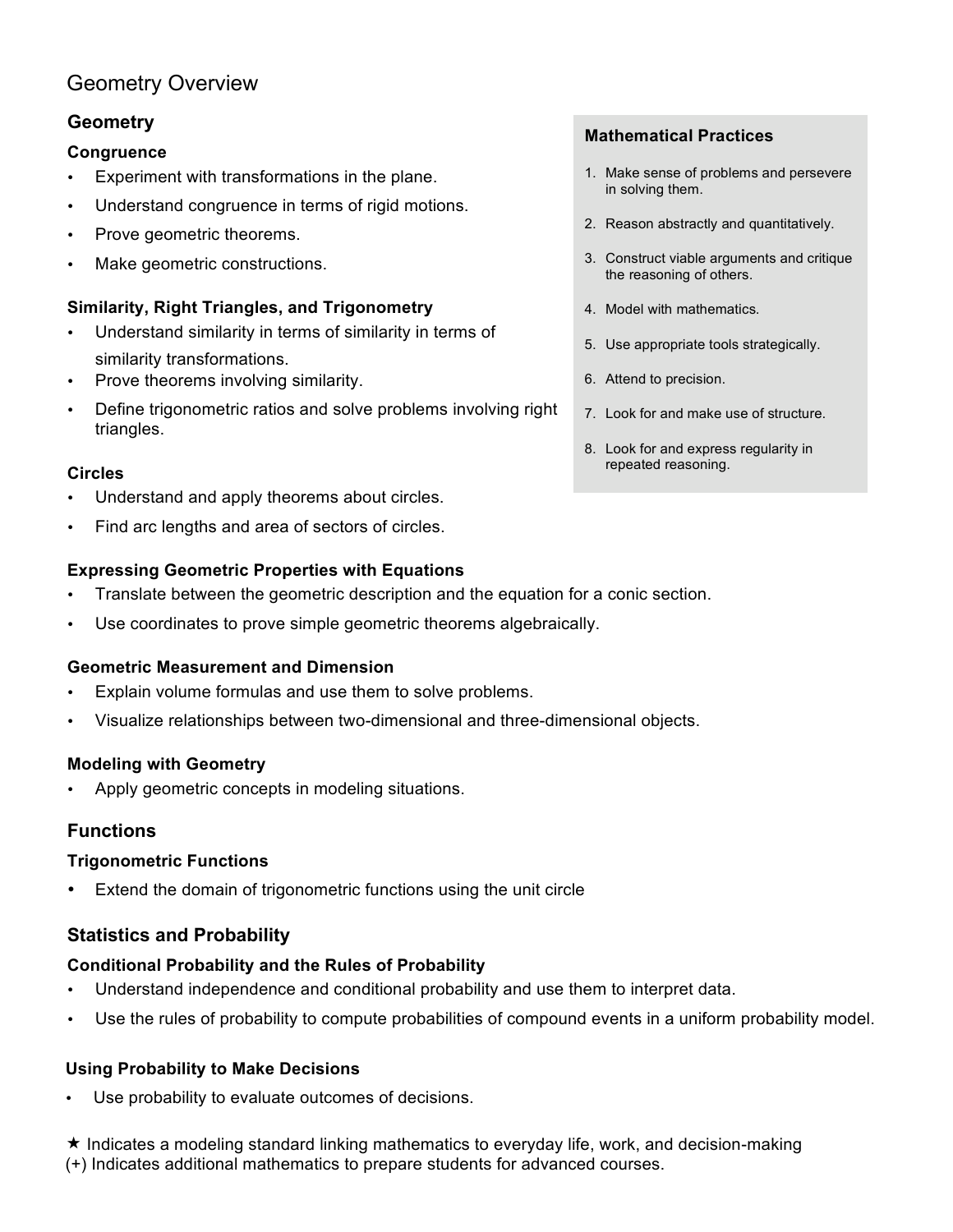# Geometry Overview

## Geometry

### Congruence

- Experiment with transformations in the plane.
- Understand congruence in terms of rigid motions.
- Prove geometric theorems.
- Make geometric constructions.

### Similarity, Right Triangles, and Trigonometry

- Understand similarity in terms of similarity in terms of similarity transformations.
- Prove theorems involving similarity.
- Define trigonometric ratios and solve problems involving right triangles.

### Circles

- Understand and apply theorems about circles.
- Find arc lengths and area of sectors of circles.

### Expressing Geometric Properties with Equations

- Translate between the geometric description and the equation for a conic section.
- Use coordinates to prove simple geometric theorems algebraically.

### Geometric Measurement and Dimension

- Explain volume formulas and use them to solve problems.
- Visualize relationships between two-dimensional and three-dimensional objects.

### Modeling with Geometry

- Apply geometric concepts in modeling situations.

## Functions

### Trigonometric Functions

- Extend the domain of trigonometric functions using the unit circle

## Statistics and Probability

### Conditional Probability and the Rules of Probability

- Understand independence and conditional probability and use them to interpret data.
- Use the rules of probability to compute probabilities of compound events in a uniform probability model.

### Using Probability to Make Decisions

- Use probability to evaluate outcomes of decisions.

**Mathematical Practices**

1. Make sense of problems and persevere in solving them.
2. Reason abstractly and quantitatively.
3. Construct viable arguments and critique the reasoning of others.
4. Model with mathematics.
5. Use appropriate tools strategically.
6. Attend to precision.
7. Look for and make use of structure.
8. Look for and express regularity in repeated reasoning.

★ Indicates a modeling standard linking mathematics to everyday life, work, and decision-making
(+) Indicates additional mathematics to prepare students for advanced courses.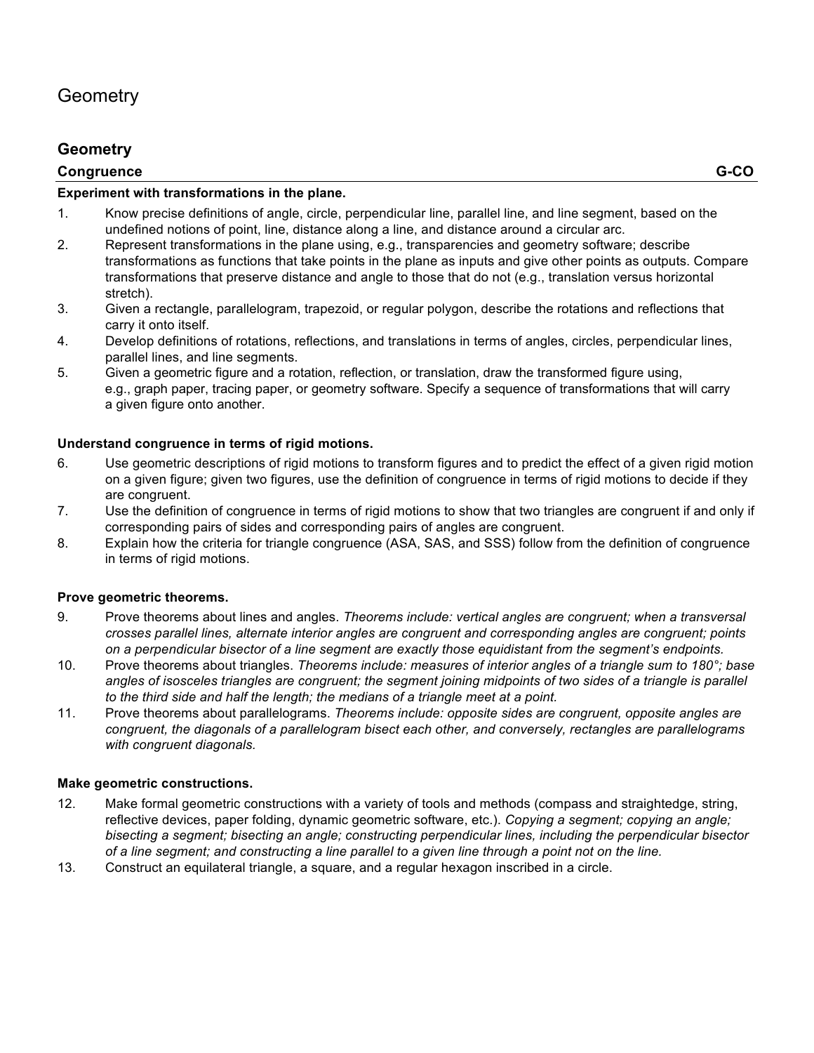# Geometry

## Geometry

### Congruence G-CO

**Experiment with transformations in the plane.**

1. Know precise definitions of angle, circle, perpendicular line, parallel line, and line segment, based on the undefined notions of point, line, distance along a line, and distance around a circular arc.
2. Represent transformations in the plane using, e.g., transparencies and geometry software; describe transformations as functions that take points in the plane as inputs and give other points as outputs. Compare transformations that preserve distance and angle to those that do not (e.g., translation versus horizontal stretch).
3. Given a rectangle, parallelogram, trapezoid, or regular polygon, describe the rotations and reflections that carry it onto itself.
4. Develop definitions of rotations, reflections, and translations in terms of angles, circles, perpendicular lines, parallel lines, and line segments.
5. Given a geometric figure and a rotation, reflection, or translation, draw the transformed figure using, e.g., graph paper, tracing paper, or geometry software. Specify a sequence of transformations that will carry a given figure onto another.

**Understand congruence in terms of rigid motions.**

6. Use geometric descriptions of rigid motions to transform figures and to predict the effect of a given rigid motion on a given figure; given two figures, use the definition of congruence in terms of rigid motions to decide if they are congruent.
7. Use the definition of congruence in terms of rigid motions to show that two triangles are congruent if and only if corresponding pairs of sides and corresponding pairs of angles are congruent.
8. Explain how the criteria for triangle congruence (ASA, SAS, and SSS) follow from the definition of congruence in terms of rigid motions.

**Prove geometric theorems.**

9. Prove theorems about lines and angles. *Theorems include: vertical angles are congruent; when a transversal crosses parallel lines, alternate interior angles are congruent and corresponding angles are congruent; points on a perpendicular bisector of a line segment are exactly those equidistant from the segment's endpoints.*
10. Prove theorems about triangles. *Theorems include: measures of interior angles of a triangle sum to 180°; base angles of isosceles triangles are congruent; the segment joining midpoints of two sides of a triangle is parallel to the third side and half the length; the medians of a triangle meet at a point.*
11. Prove theorems about parallelograms. *Theorems include: opposite sides are congruent, opposite angles are congruent, the diagonals of a parallelogram bisect each other, and conversely, rectangles are parallelograms with congruent diagonals.*

**Make geometric constructions.**

12. Make formal geometric constructions with a variety of tools and methods (compass and straightedge, string, reflective devices, paper folding, dynamic geometric software, etc.). *Copying a segment; copying an angle; bisecting a segment; bisecting an angle; constructing perpendicular lines, including the perpendicular bisector of a line segment; and constructing a line parallel to a given line through a point not on the line.*
13. Construct an equilateral triangle, a square, and a regular hexagon inscribed in a circle.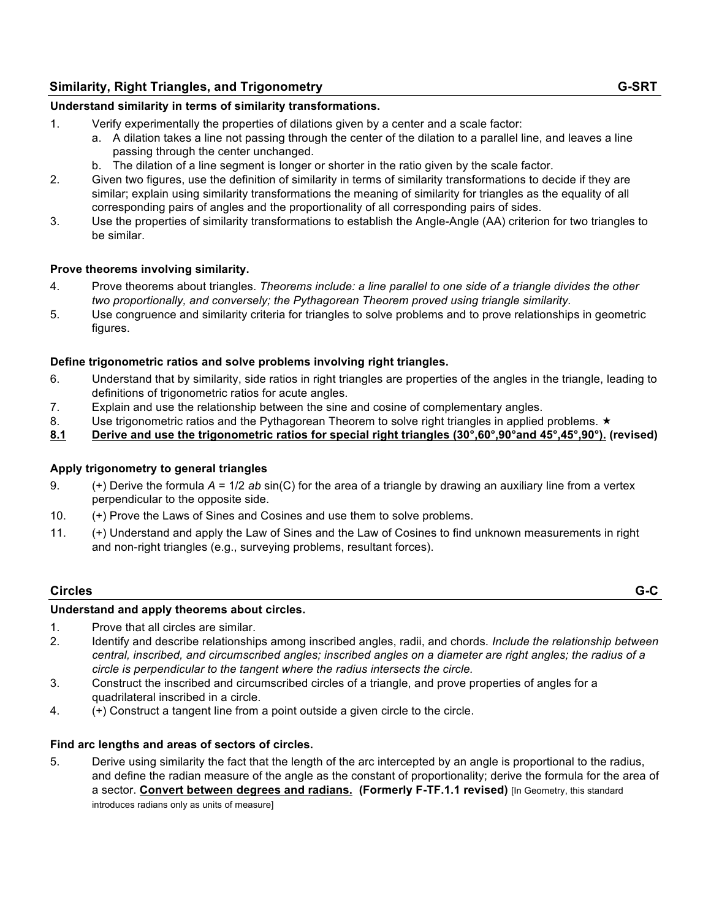## Similarity, Right Triangles, and Trigonometry — G-SRT

**Understand similarity in terms of similarity transformations.**

1. Verify experimentally the properties of dilations given by a center and a scale factor:
   a. A dilation takes a line not passing through the center of the dilation to a parallel line, and leaves a line passing through the center unchanged.
   b. The dilation of a line segment is longer or shorter in the ratio given by the scale factor.
2. Given two figures, use the definition of similarity in terms of similarity transformations to decide if they are similar; explain using similarity transformations the meaning of similarity for triangles as the equality of all corresponding pairs of angles and the proportionality of all corresponding pairs of sides.
3. Use the properties of similarity transformations to establish the Angle-Angle (AA) criterion for two triangles to be similar.

**Prove theorems involving similarity.**

4. Prove theorems about triangles. *Theorems include: a line parallel to one side of a triangle divides the other two proportionally, and conversely; the Pythagorean Theorem proved using triangle similarity.*
5. Use congruence and similarity criteria for triangles to solve problems and to prove relationships in geometric figures.

**Define trigonometric ratios and solve problems involving right triangles.**

6. Understand that by similarity, side ratios in right triangles are properties of the angles in the triangle, leading to definitions of trigonometric ratios for acute angles.
7. Explain and use the relationship between the sine and cosine of complementary angles.
8. Use trigonometric ratios and the Pythagorean Theorem to solve right triangles in applied problems. ★

**8.1 Derive and use the trigonometric ratios for special right triangles (30°,60°,90°and 45°,45°,90°). (revised)**

**Apply trigonometry to general triangles**

9. (+) Derive the formula $A = 1/2\ ab \sin(C)$ for the area of a triangle by drawing an auxiliary line from a vertex perpendicular to the opposite side.
10. (+) Prove the Laws of Sines and Cosines and use them to solve problems.
11. (+) Understand and apply the Law of Sines and the Law of Cosines to find unknown measurements in right and non-right triangles (e.g., surveying problems, resultant forces).

## Circles — G-C

**Understand and apply theorems about circles.**

1. Prove that all circles are similar.
2. Identify and describe relationships among inscribed angles, radii, and chords. *Include the relationship between central, inscribed, and circumscribed angles; inscribed angles on a diameter are right angles; the radius of a circle is perpendicular to the tangent where the radius intersects the circle.*
3. Construct the inscribed and circumscribed circles of a triangle, and prove properties of angles for a quadrilateral inscribed in a circle.
4. (+) Construct a tangent line from a point outside a given circle to the circle.

**Find arc lengths and areas of sectors of circles.**

5. Derive using similarity the fact that the length of the arc intercepted by an angle is proportional to the radius, and define the radian measure of the angle as the constant of proportionality; derive the formula for the area of a sector. **Convert between degrees and radians. (Formerly F-TF.1.1 revised)** [In Geometry, this standard introduces radians only as units of measure]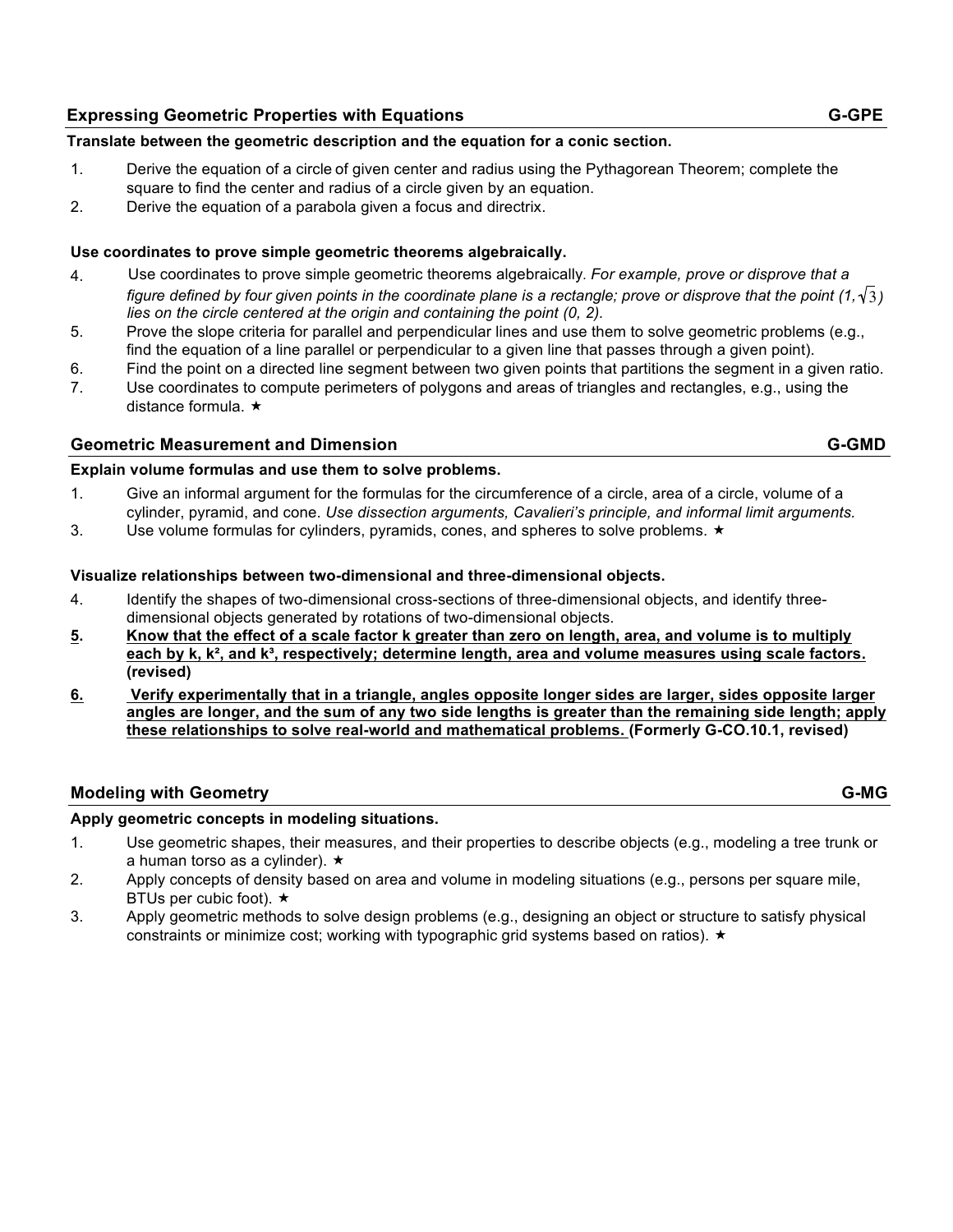## Expressing Geometric Properties with Equations G-GPE

**Translate between the geometric description and the equation for a conic section.**

1. Derive the equation of a circle of given center and radius using the Pythagorean Theorem; complete the square to find the center and radius of a circle given by an equation.
2. Derive the equation of a parabola given a focus and directrix.

**Use coordinates to prove simple geometric theorems algebraically.**

4. Use coordinates to prove simple geometric theorems algebraically. *For example, prove or disprove that a figure defined by four given points in the coordinate plane is a rectangle; prove or disprove that the point (1,* $\sqrt{3}$*) lies on the circle centered at the origin and containing the point (0, 2).*
5. Prove the slope criteria for parallel and perpendicular lines and use them to solve geometric problems (e.g., find the equation of a line parallel or perpendicular to a given line that passes through a given point).
6. Find the point on a directed line segment between two given points that partitions the segment in a given ratio.
7. Use coordinates to compute perimeters of polygons and areas of triangles and rectangles, e.g., using the distance formula. ★

## Geometric Measurement and Dimension G-GMD

**Explain volume formulas and use them to solve problems.**

1. Give an informal argument for the formulas for the circumference of a circle, area of a circle, volume of a cylinder, pyramid, and cone. *Use dissection arguments, Cavalieri's principle, and informal limit arguments.*
3. Use volume formulas for cylinders, pyramids, cones, and spheres to solve problems. ★

**Visualize relationships between two-dimensional and three-dimensional objects.**

4. Identify the shapes of two-dimensional cross-sections of three-dimensional objects, and identify three-dimensional objects generated by rotations of two-dimensional objects.
5. **Know that the effect of a scale factor k greater than zero on length, area, and volume is to multiply each by k, $k^2$, and $k^3$, respectively; determine length, area and volume measures using scale factors. (revised)**
6. **Verify experimentally that in a triangle, angles opposite longer sides are larger, sides opposite larger angles are longer, and the sum of any two side lengths is greater than the remaining side length; apply these relationships to solve real-world and mathematical problems. (Formerly G-CO.10.1, revised)**

## Modeling with Geometry G-MG

**Apply geometric concepts in modeling situations.**

1. Use geometric shapes, their measures, and their properties to describe objects (e.g., modeling a tree trunk or a human torso as a cylinder). ★
2. Apply concepts of density based on area and volume in modeling situations (e.g., persons per square mile, BTUs per cubic foot). ★
3. Apply geometric methods to solve design problems (e.g., designing an object or structure to satisfy physical constraints or minimize cost; working with typographic grid systems based on ratios). ★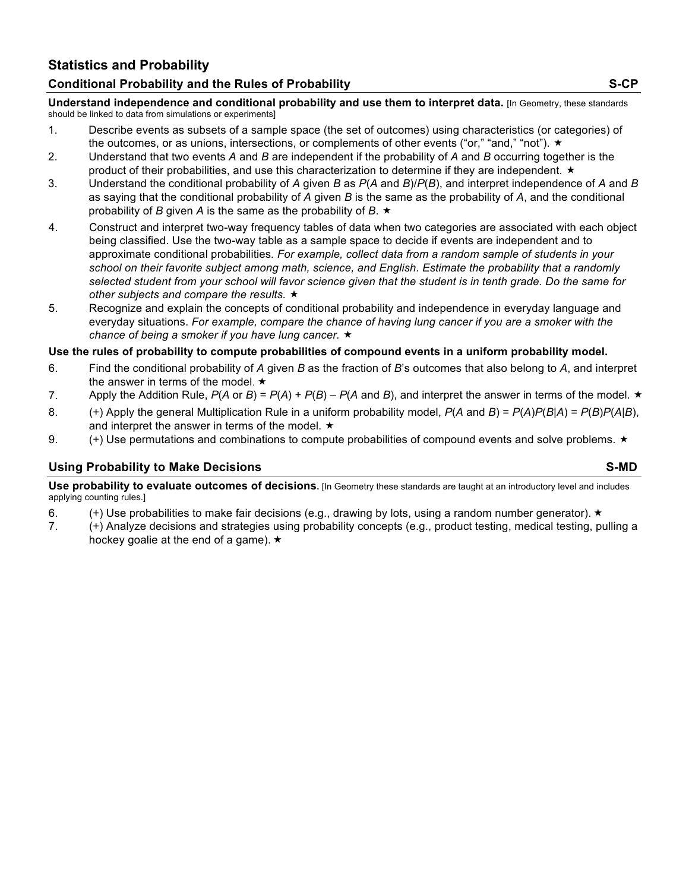## Statistics and Probability

### Conditional Probability and the Rules of Probability S-CP

**Understand independence and conditional probability and use them to interpret data.** [In Geometry, these standards should be linked to data from simulations or experiments]

1. Describe events as subsets of a sample space (the set of outcomes) using characteristics (or categories) of the outcomes, or as unions, intersections, or complements of other events ("or," "and," "not"). ★
2. Understand that two events $A$ and $B$ are independent if the probability of $A$ and $B$ occurring together is the product of their probabilities, and use this characterization to determine if they are independent. ★
3. Understand the conditional probability of $A$ given $B$ as $P(A \text{ and } B)/P(B)$, and interpret independence of $A$ and $B$ as saying that the conditional probability of $A$ given $B$ is the same as the probability of $A$, and the conditional probability of $B$ given $A$ is the same as the probability of $B$. ★
4. Construct and interpret two-way frequency tables of data when two categories are associated with each object being classified. Use the two-way table as a sample space to decide if events are independent and to approximate conditional probabilities. *For example, collect data from a random sample of students in your school on their favorite subject among math, science, and English. Estimate the probability that a randomly selected student from your school will favor science given that the student is in tenth grade. Do the same for other subjects and compare the results.* ★
5. Recognize and explain the concepts of conditional probability and independence in everyday language and everyday situations. *For example, compare the chance of having lung cancer if you are a smoker with the chance of being a smoker if you have lung cancer.* ★

**Use the rules of probability to compute probabilities of compound events in a uniform probability model.**

6. Find the conditional probability of $A$ given $B$ as the fraction of $B$'s outcomes that also belong to $A$, and interpret the answer in terms of the model. ★
7. Apply the Addition Rule, $P(A \text{ or } B) = P(A) + P(B) – P(A \text{ and } B)$, and interpret the answer in terms of the model. ★
8. (+) Apply the general Multiplication Rule in a uniform probability model, $P(A \text{ and } B) = P(A)P(B|A) = P(B)P(A|B)$, and interpret the answer in terms of the model. ★
9. (+) Use permutations and combinations to compute probabilities of compound events and solve problems. ★

### Using Probability to Make Decisions S-MD

**Use probability to evaluate outcomes of decisions.** [In Geometry these standards are taught at an introductory level and includes applying counting rules.]

6. (+) Use probabilities to make fair decisions (e.g., drawing by lots, using a random number generator). ★
7. (+) Analyze decisions and strategies using probability concepts (e.g., product testing, medical testing, pulling a hockey goalie at the end of a game). ★